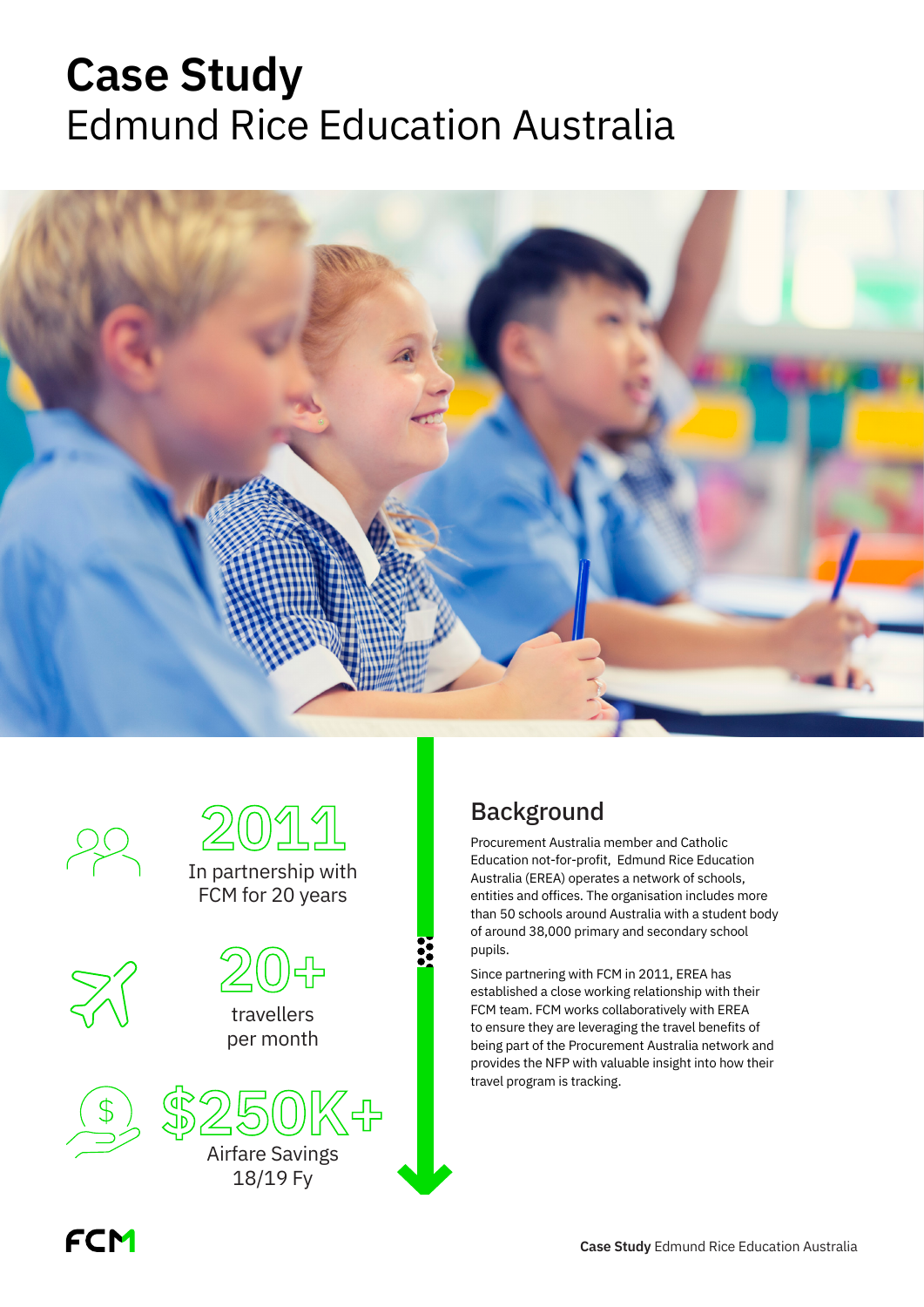# Case Study

Edmund Rice Education Australia

**2011**

In partnership with FCM for 20 years

**20+**

travellers per month

**$250K+**

Airfare Savings 18/19 Fy

## Background

Procurement Australia member and Catholic Education not-for-profit, Edmund Rice Education Australia (EREA) operates a network of schools, entities and offices. The organisation includes more than 50 schools around Australia with a student body of around 38,000 primary and secondary school pupils.

Since partnering with FCM in 2011, EREA has established a close working relationship with their FCM team. FCM works collaboratively with EREA to ensure they are leveraging the travel benefits of being part of the Procurement Australia network and provides the NFP with valuable insight into how their travel program is tracking.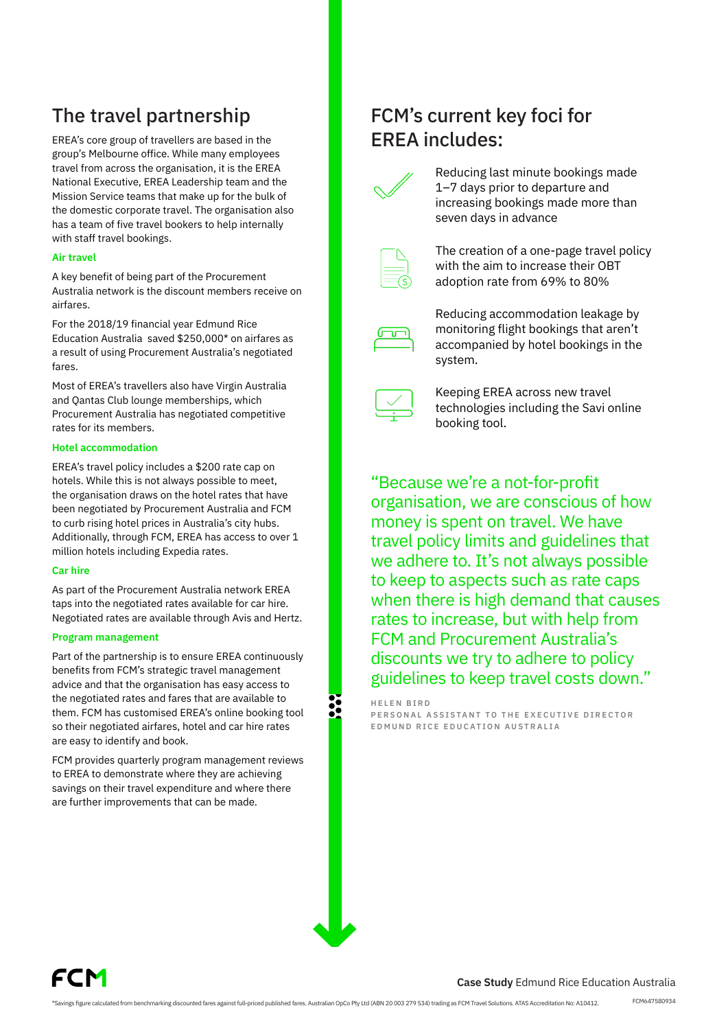## The travel partnership

EREA's core group of travellers are based in the group's Melbourne office. While many employees travel from across the organisation, it is the EREA National Executive, EREA Leadership team and the Mission Service teams that make up for the bulk of the domestic corporate travel. The organisation also has a team of five travel bookers to help internally with staff travel bookings.

### Air travel

A key benefit of being part of the Procurement Australia network is the discount members receive on airfares.

For the 2018/19 financial year Edmund Rice Education Australia saved $250,000* on airfares as a result of using Procurement Australia's negotiated fares.

Most of EREA's travellers also have Virgin Australia and Qantas Club lounge memberships, which Procurement Australia has negotiated competitive rates for its members.

### Hotel accommodation

EREA's travel policy includes a $200 rate cap on hotels. While this is not always possible to meet, the organisation draws on the hotel rates that have been negotiated by Procurement Australia and FCM to curb rising hotel prices in Australia's city hubs. Additionally, through FCM, EREA has access to over 1 million hotels including Expedia rates.

### Car hire

As part of the Procurement Australia network EREA taps into the negotiated rates available for car hire. Negotiated rates are available through Avis and Hertz.

### Program management

Part of the partnership is to ensure EREA continuously benefits from FCM's strategic travel management advice and that the organisation has easy access to the negotiated rates and fares that are available to them. FCM has customised EREA's online booking tool so their negotiated airfares, hotel and car hire rates are easy to identify and book.

FCM provides quarterly program management reviews to EREA to demonstrate where they are achieving savings on their travel expenditure and where there are further improvements that can be made.

## FCM's current key foci for EREA includes:

- Reducing last minute bookings made 1–7 days prior to departure and increasing bookings made more than seven days in advance
- The creation of a one-page travel policy with the aim to increase their OBT adoption rate from 69% to 80%
- Reducing accommodation leakage by monitoring flight bookings that aren't accompanied by hotel bookings in the system.
- Keeping EREA across new travel technologies including the Savi online booking tool.

"Because we're a not-for-profit organisation, we are conscious of how money is spent on travel. We have travel policy limits and guidelines that we adhere to. It's not always possible to keep to aspects such as rate caps when there is high demand that causes rates to increase, but with help from FCM and Procurement Australia's discounts we try to adhere to policy guidelines to keep travel costs down."

HELEN BIRD
PERSONAL ASSISTANT TO THE EXECUTIVE DIRECTOR
EDMUND RICE EDUCATION AUSTRALIA

**Case Study** Edmund Rice Education Australia

*Savings figure calculated from benchmarking discounted fares against full-priced published fares. Australian OpCo Pty Ltd (ABN 20 003 279 534) trading as FCM Travel Solutions. ATAS Accreditation No: A10412.

FCM647580934